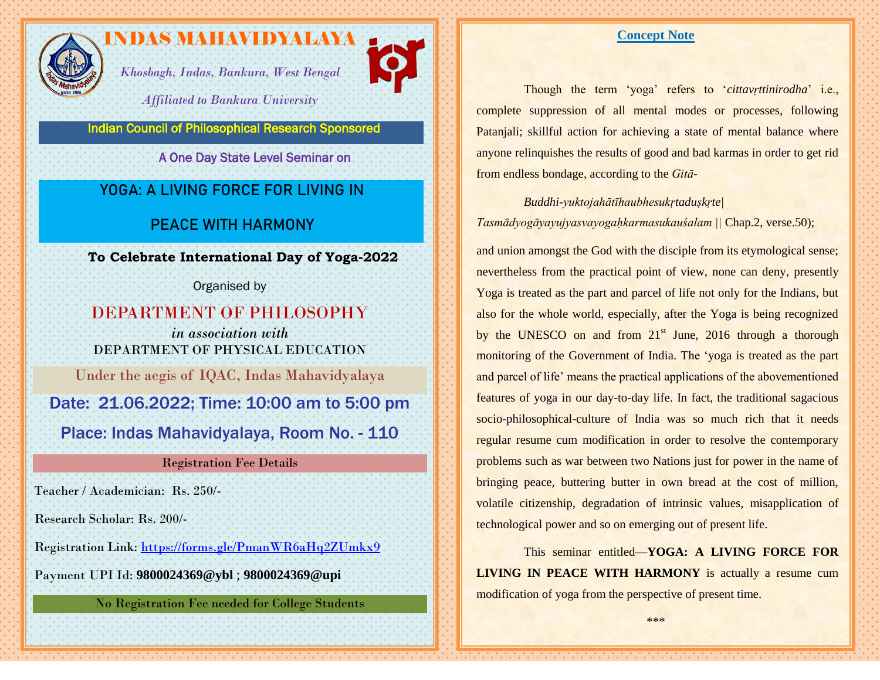# INDAS MAHAVIDYALAYA

*Khosbagh, Indas, Bankura, West Bengal*

*Affiliated to Bankura University*

**Indian Council of Philosophical Research Sponsored**

A One Day State Level Seminar on

## YOGA: A LIVING FORCE FOR LIVING IN PEACE WITH HARMONY

**To Celebrate International Day of Yoga-2022**

Organised by

### DEPARTMENT OF PHILOSOPHY

*in association with*

DEPARTMENT OF PHYSICAL EDUCATION

Under the aegis of IQAC, Indas Mahavidyalaya

**Date: 21.06.2022; Time: 10:00 am to 5:00 pm**

**Place: Indas Mahavidyalaya, Room No. - 110**

### Registration Fee Details

Teacher / Academician: Rs. 250/-

Research Scholar: Rs. 200/-

Registration Link: https://forms.gle/PmanWR6aHq2ZUmkx9

Payment UPI Id: **9800024369@ybl** ; **9800024369@upi**

**No Registration Fee needed for College Students**

## Concept Note

Though the term 'yoga' refers to '*cittavṛttinirodha*' i.e., complete suppression of all mental modes or processes, following Patanjali; skillful action for achieving a state of mental balance where anyone relinquishes the results of good and bad karmas in order to get rid from endless bondage, according to the *Gitā-*

*Buddhi-yuktojahātīhaubhesukṛtaduṣkṛte|*
*Tasmādyogāyayujyasvayogaḥkarmasukauśalam* || Chap.2, verse.50);

and union amongst the God with the disciple from its etymological sense; nevertheless from the practical point of view, none can deny, presently Yoga is treated as the part and parcel of life not only for the Indians, but also for the whole world, especially, after the Yoga is being recognized by the UNESCO on and from 21st June, 2016 through a thorough monitoring of the Government of India. The 'yoga is treated as the part and parcel of life' means the practical applications of the abovementioned features of yoga in our day-to-day life. In fact, the traditional sagacious socio-philosophical-culture of India was so much rich that it needs regular resume cum modification in order to resolve the contemporary problems such as war between two Nations just for power in the name of bringing peace, buttering butter in own bread at the cost of million, volatile citizenship, degradation of intrinsic values, misapplication of technological power and so on emerging out of present life.

This seminar entitled—**YOGA: A LIVING FORCE FOR LIVING IN PEACE WITH HARMONY** is actually a resume cum modification of yoga from the perspective of present time.

\*\*\*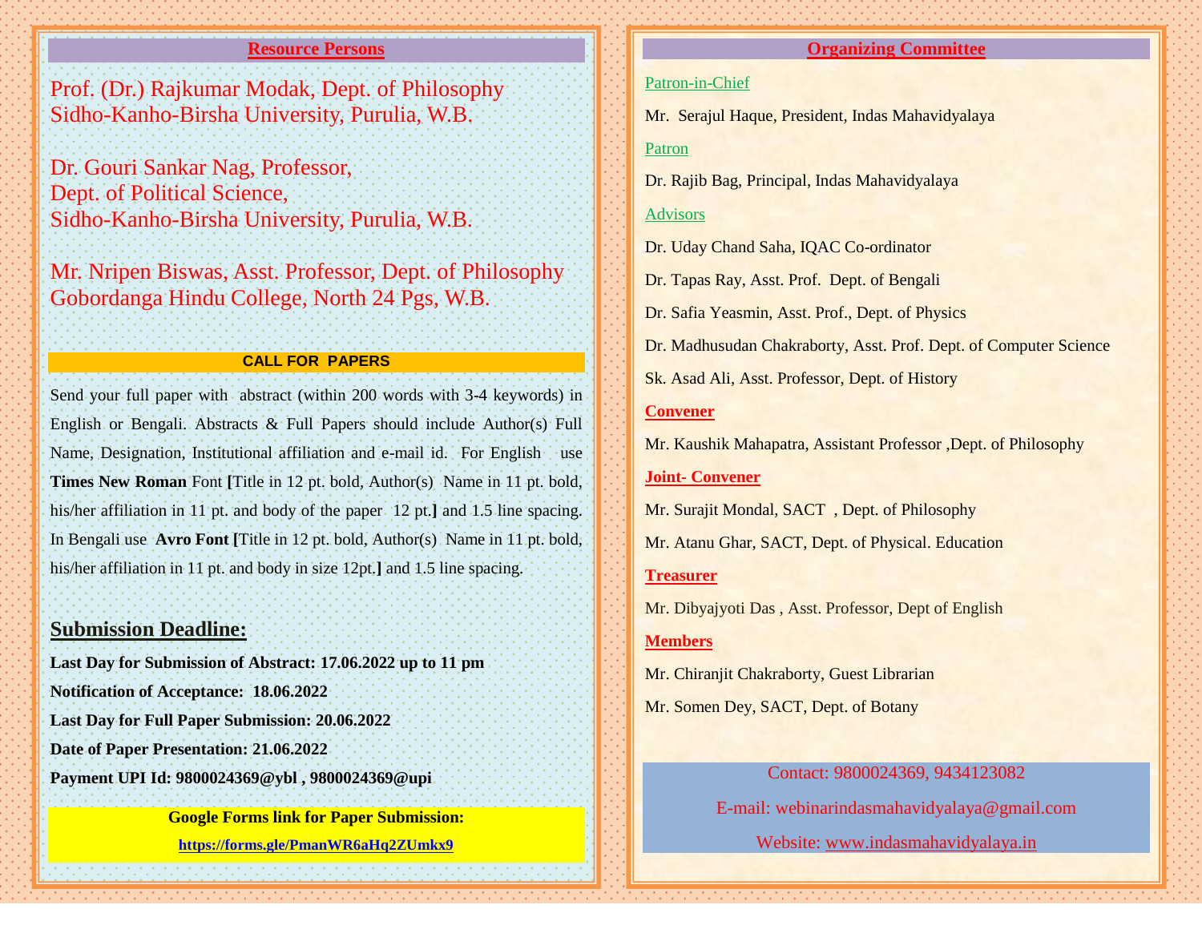## Resource Persons

Prof. (Dr.) Rajkumar Modak, Dept. of Philosophy
Sidho-Kanho-Birsha University, Purulia, W.B.

Dr. Gouri Sankar Nag, Professor,
Dept. of Political Science,
Sidho-Kanho-Birsha University, Purulia, W.B.

Mr. Nripen Biswas, Asst. Professor, Dept. of Philosophy
Gobordanga Hindu College, North 24 Pgs, W.B.

## CALL FOR PAPERS

Send your full paper with abstract (within 200 words with 3-4 keywords) in English or Bengali. Abstracts & Full Papers should include Author(s) Full Name, Designation, Institutional affiliation and e-mail id. For English use **Times New Roman** Font **[**Title in 12 pt. bold, Author(s) Name in 11 pt. bold, his/her affiliation in 11 pt. and body of the paper 12 pt.**]** and 1.5 line spacing. In Bengali use **Avro Font [**Title in 12 pt. bold, Author(s) Name in 11 pt. bold, his/her affiliation in 11 pt. and body in size 12pt.**]** and 1.5 line spacing.

## Submission Deadline:

**Last Day for Submission of Abstract: 17.06.2022 up to 11 pm**

**Notification of Acceptance: 18.06.2022**

**Last Day for Full Paper Submission: 20.06.2022**

**Date of Paper Presentation: 21.06.2022**

**Payment UPI Id: 9800024369@ybl , 9800024369@upi**

**Google Forms link for Paper Submission:**

**https://forms.gle/PmanWR6aHq2ZUmkx9**

## Organizing Committee

Patron-in-Chief

Mr. Serajul Haque, President, Indas Mahavidyalaya

Patron

Dr. Rajib Bag, Principal, Indas Mahavidyalaya

Advisors

Dr. Uday Chand Saha, IQAC Co-ordinator

Dr. Tapas Ray, Asst. Prof. Dept. of Bengali

Dr. Safia Yeasmin, Asst. Prof., Dept. of Physics

Dr. Madhusudan Chakraborty, Asst. Prof. Dept. of Computer Science

Sk. Asad Ali, Asst. Professor, Dept. of History

**Convener**

Mr. Kaushik Mahapatra, Assistant Professor ,Dept. of Philosophy

**Joint- Convener**

Mr. Surajit Mondal, SACT , Dept. of Philosophy

Mr. Atanu Ghar, SACT, Dept. of Physical. Education

**Treasurer**

Mr. Dibyajyoti Das , Asst. Professor, Dept of English

**Members**

Mr. Chiranjit Chakraborty, Guest Librarian

Mr. Somen Dey, SACT, Dept. of Botany

Contact: 9800024369, 9434123082

E-mail: webinarindasmahavidyalaya@gmail.com

Website: www.indasmahavidyalaya.in